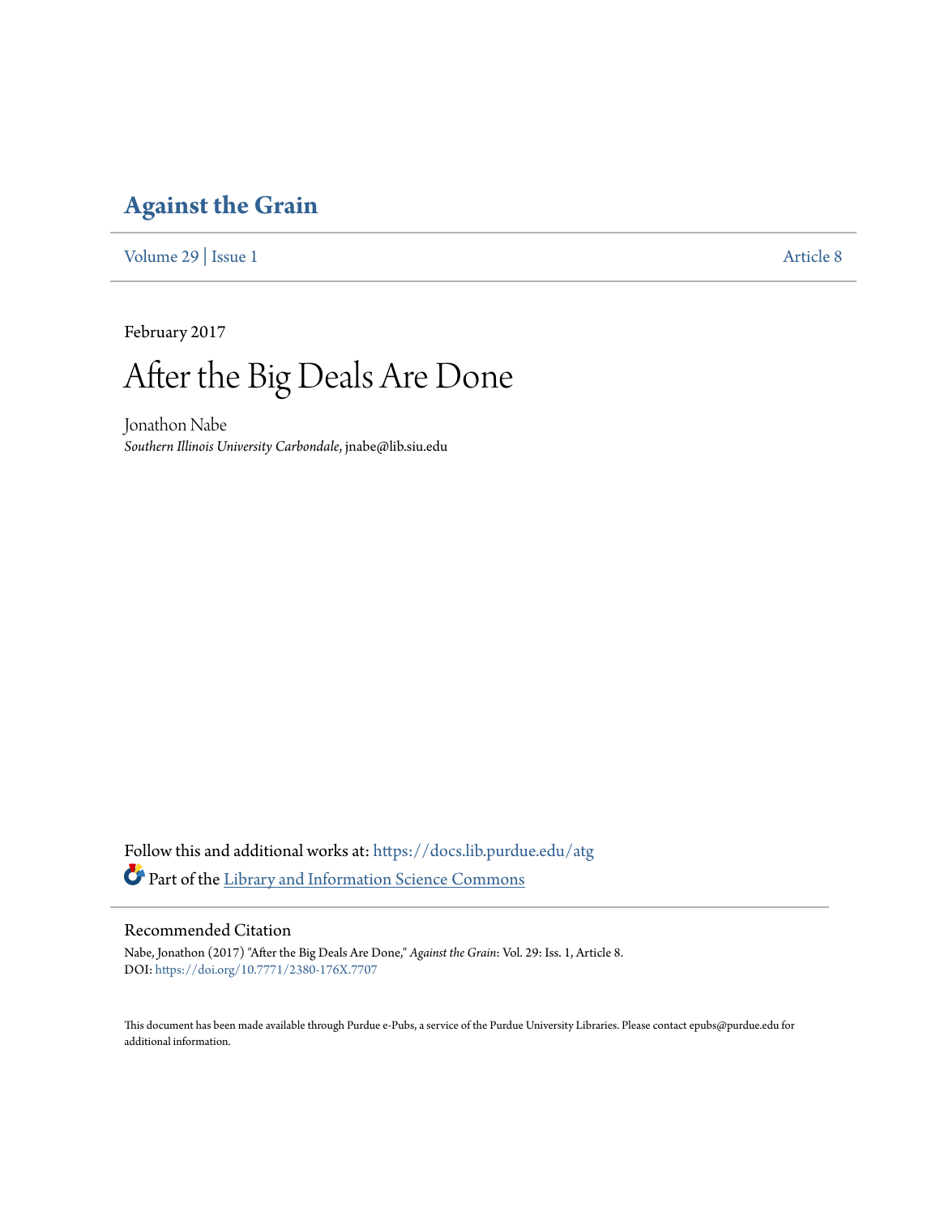# Against the Grain

Volume 29 | Issue 1 Article 8

February 2017

## After the Big Deals Are Done

Jonathon Nabe
*Southern Illinois University Carbondale*, jnabe@lib.siu.edu

Follow this and additional works at: https://docs.lib.purdue.edu/atg

Part of the Library and Information Science Commons

### Recommended Citation

Nabe, Jonathon (2017) "After the Big Deals Are Done," *Against the Grain*: Vol. 29: Iss. 1, Article 8.
DOI: https://doi.org/10.7771/2380-176X.7707

This document has been made available through Purdue e-Pubs, a service of the Purdue University Libraries. Please contact epubs@purdue.edu for additional information.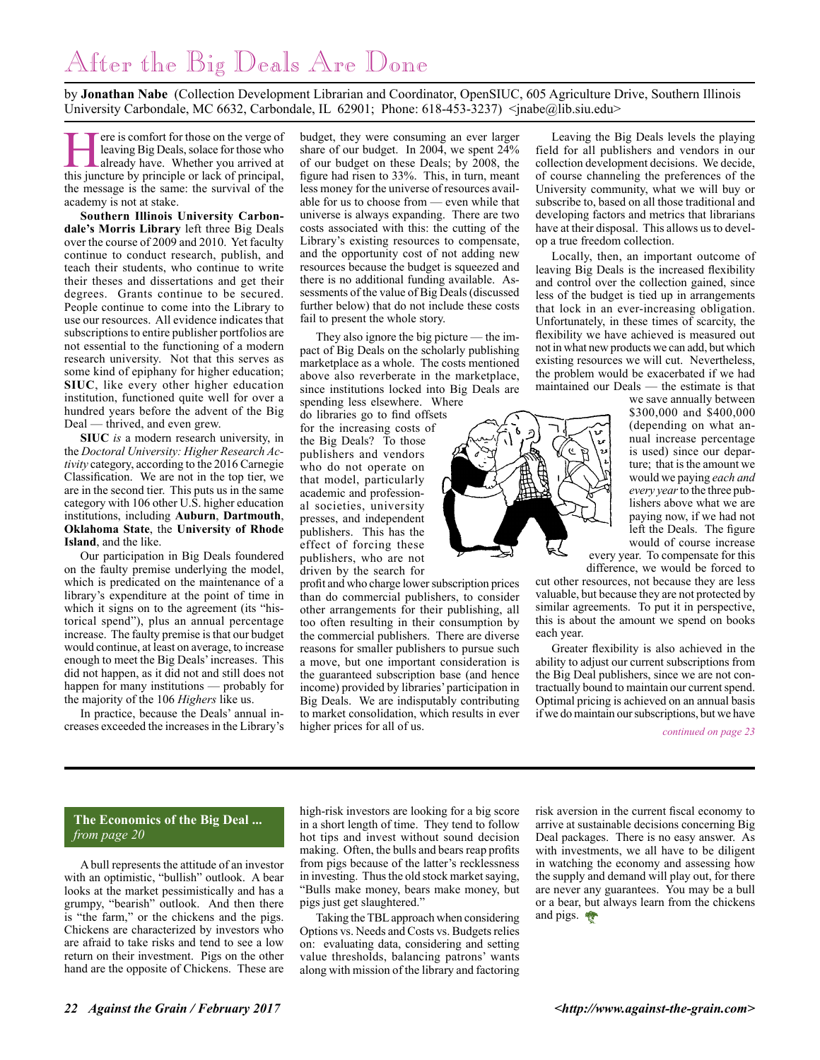# After the Big Deals Are Done

by **Jonathan Nabe** (Collection Development Librarian and Coordinator, OpenSIUC, 605 Agriculture Drive, Southern Illinois University Carbondale, MC 6632, Carbondale, IL 62901; Phone: 618-453-3237) <jnabe@lib.siu.edu>

Here is comfort for those on the verge of leaving Big Deals, solace for those who already have. Whether you arrived at this juncture by principle or lack of principal, the message is the same: the survival of the academy is not at stake.

**Southern Illinois University Carbondale's Morris Library** left three Big Deals over the course of 2009 and 2010. Yet faculty continue to conduct research, publish, and teach their students, who continue to write their theses and dissertations and get their degrees. Grants continue to be secured. People continue to come into the Library to use our resources. All evidence indicates that subscriptions to entire publisher portfolios are not essential to the functioning of a modern research university. Not that this serves as some kind of epiphany for higher education; **SIUC**, like every other higher education institution, functioned quite well for over a hundred years before the advent of the Big Deal — thrived, and even grew.

**SIUC** *is* a modern research university, in the *Doctoral University: Higher Research Activity* category, according to the 2016 Carnegie Classification. We are not in the top tier, we are in the second tier. This puts us in the same category with 106 other U.S. higher education institutions, including **Auburn**, **Dartmouth**, **Oklahoma State**, the **University of Rhode Island**, and the like.

Our participation in Big Deals foundered on the faulty premise underlying the model, which is predicated on the maintenance of a library's expenditure at the point of time in which it signs on to the agreement (its "historical spend"), plus an annual percentage increase. The faulty premise is that our budget would continue, at least on average, to increase enough to meet the Big Deals' increases. This did not happen, as it did not and still does not happen for many institutions — probably for the majority of the 106 *Highers* like us.

In practice, because the Deals' annual increases exceeded the increases in the Library's budget, they were consuming an ever larger share of our budget. In 2004, we spent 24% of our budget on these Deals; by 2008, the figure had risen to 33%. This, in turn, meant less money for the universe of resources available for us to choose from — even while that universe is always expanding. There are two costs associated with this: the cutting of the Library's existing resources to compensate, and the opportunity cost of not adding new resources because the budget is squeezed and there is no additional funding available. Assessments of the value of Big Deals (discussed further below) that do not include these costs fail to present the whole story.

They also ignore the big picture — the impact of Big Deals on the scholarly publishing marketplace as a whole. The costs mentioned above also reverberate in the marketplace, since institutions locked into Big Deals are spending less elsewhere. Where do libraries go to find offsets for the increasing costs of the Big Deals? To those publishers and vendors who do not operate on that model, particularly academic and professional societies, university presses, and independent publishers. This has the effect of forcing these publishers, who are not driven by the search for profit and who charge lower subscription prices than do commercial publishers, to consider other arrangements for their publishing, all too often resulting in their consumption by the commercial publishers. There are diverse reasons for smaller publishers to pursue such a move, but one important consideration is the guaranteed subscription base (and hence income) provided by libraries' participation in Big Deals. We are indisputably contributing to market consolidation, which results in ever higher prices for all of us.

Leaving the Big Deals levels the playing field for all publishers and vendors in our collection development decisions. We decide, of course channeling the preferences of the University community, what we will buy or subscribe to, based on all those traditional and developing factors and metrics that librarians have at their disposal. This allows us to develop a true freedom collection.

Locally, then, an important outcome of leaving Big Deals is the increased flexibility and control over the collection gained, since less of the budget is tied up in arrangements that lock in an ever-increasing obligation. Unfortunately, in these times of scarcity, the flexibility we have achieved is measured out not in what new products we can add, but which existing resources we will cut. Nevertheless, the problem would be exacerbated if we had maintained our Deals — the estimate is that we save annually between $300,000 and $400,000 (depending on what annual increase percentage is used) since our departure; that is the amount we would we paying *each and every year* to the three publishers above what we are paying now, if we had not left the Deals. The figure would of course increase every year. To compensate for this difference, we would be forced to cut other resources, not because they are less valuable, but because they are not protected by similar agreements. To put it in perspective, this is about the amount we spend on books each year.

Greater flexibility is also achieved in the ability to adjust our current subscriptions from the Big Deal publishers, since we are not contractually bound to maintain our current spend. Optimal pricing is achieved on an annual basis if we do maintain our subscriptions, but we have

*continued on page 23*

---

**The Economics of the Big Deal ...**
*from page 20*

A bull represents the attitude of an investor with an optimistic, "bullish" outlook. A bear looks at the market pessimistically and has a grumpy, "bearish" outlook. And then there is "the farm," or the chickens and the pigs. Chickens are characterized by investors who are afraid to take risks and tend to see a low return on their investment. Pigs on the other hand are the opposite of Chickens. These are high-risk investors are looking for a big score in a short length of time. They tend to follow hot tips and invest without sound decision making. Often, the bulls and bears reap profits from pigs because of the latter's recklessness in investing. Thus the old stock market saying, "Bulls make money, bears make money, but pigs just get slaughtered."

Taking the TBL approach when considering Options vs. Needs and Costs vs. Budgets relies on: evaluating data, considering and setting value thresholds, balancing patrons' wants along with mission of the library and factoring risk aversion in the current fiscal economy to arrive at sustainable decisions concerning Big Deal packages. There is no easy answer. As with investments, we all have to be diligent in watching the economy and assessing how the supply and demand will play out, for there are never any guarantees. You may be a bull or a bear, but always learn from the chickens and pigs.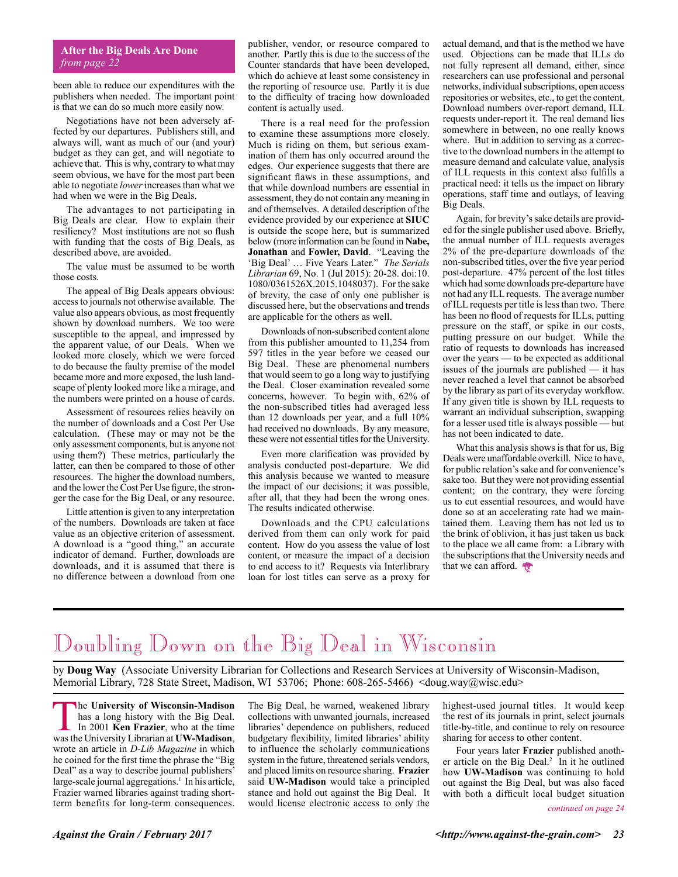**After the Big Deals Are Done**
*from page 22*

been able to reduce our expenditures with the publishers when needed. The important point is that we can do so much more easily now.

Negotiations have not been adversely affected by our departures. Publishers still, and always will, want as much of our (and your) budget as they can get, and will negotiate to achieve that. This is why, contrary to what may seem obvious, we have for the most part been able to negotiate *lower* increases than what we had when we were in the Big Deals.

The advantages to not participating in Big Deals are clear. How to explain their resiliency? Most institutions are not so flush with funding that the costs of Big Deals, as described above, are avoided.

The value must be assumed to be worth those costs.

The appeal of Big Deals appears obvious: access to journals not otherwise available. The value also appears obvious, as most frequently shown by download numbers. We too were susceptible to the appeal, and impressed by the apparent value, of our Deals. When we looked more closely, which we were forced to do because the faulty premise of the model became more and more exposed, the lush landscape of plenty looked more like a mirage, and the numbers were printed on a house of cards.

Assessment of resources relies heavily on the number of downloads and a Cost Per Use calculation. (These may or may not be the only assessment components, but is anyone not using them?) These metrics, particularly the latter, can then be compared to those of other resources. The higher the download numbers, and the lower the Cost Per Use figure, the stronger the case for the Big Deal, or any resource.

Little attention is given to any interpretation of the numbers. Downloads are taken at face value as an objective criterion of assessment. A download is a "good thing," an accurate indicator of demand. Further, downloads are downloads, and it is assumed that there is no difference between a download from one publisher, vendor, or resource compared to another. Partly this is due to the success of the Counter standards that have been developed, which do achieve at least some consistency in the reporting of resource use. Partly it is due to the difficulty of tracing how downloaded content is actually used.

There is a real need for the profession to examine these assumptions more closely. Much is riding on them, but serious examination of them has only occurred around the edges. Our experience suggests that there are significant flaws in these assumptions, and that while download numbers are essential in assessment, they do not contain any meaning in and of themselves. A detailed description of the evidence provided by our experience at **SIUC** is outside the scope here, but is summarized below (more information can be found in **Nabe, Jonathan** and **Fowler, David**. "Leaving the 'Big Deal' … Five Years Later." *The Serials Librarian* 69, No. 1 (Jul 2015): 20-28. doi:10.1080/0361526X.2015.1048037). For the sake of brevity, the case of only one publisher is discussed here, but the observations and trends are applicable for the others as well.

Downloads of non-subscribed content alone from this publisher amounted to 11,254 from 597 titles in the year before we ceased our Big Deal. These are phenomenal numbers that would seem to go a long way to justifying the Deal. Closer examination revealed some concerns, however. To begin with, 62% of the non-subscribed titles had averaged less than 12 downloads per year, and a full 10% had received no downloads. By any measure, these were not essential titles for the University.

Even more clarification was provided by analysis conducted post-departure. We did this analysis because we wanted to measure the impact of our decisions; it was possible, after all, that they had been the wrong ones. The results indicated otherwise.

Downloads and the CPU calculations derived from them can only work for paid content. How do you assess the value of lost content, or measure the impact of a decision to end access to it? Requests via Interlibrary loan for lost titles can serve as a proxy for actual demand, and that is the method we have used. Objections can be made that ILLs do not fully represent all demand, either, since researchers can use professional and personal networks, individual subscriptions, open access repositories or websites, etc., to get the content. Download numbers over-report demand, ILL requests under-report it. The real demand lies somewhere in between, no one really knows where. But in addition to serving as a corrective to the download numbers in the attempt to measure demand and calculate value, analysis of ILL requests in this context also fulfills a practical need: it tells us the impact on library operations, staff time and outlays, of leaving Big Deals.

Again, for brevity's sake details are provided for the single publisher used above. Briefly, the annual number of ILL requests averages 2% of the pre-departure downloads of the non-subscribed titles, over the five year period post-departure. 47% percent of the lost titles which had some downloads pre-departure have not had any ILL requests. The average number of ILL requests per title is less than two. There has been no flood of requests for ILLs, putting pressure on the staff, or spike in our costs, putting pressure on our budget. While the ratio of requests to downloads has increased over the years — to be expected as additional issues of the journals are published — it has never reached a level that cannot be absorbed by the library as part of its everyday workflow. If any given title is shown by ILL requests to warrant an individual subscription, swapping for a lesser used title is always possible — but has not been indicated to date.

What this analysis shows is that for us, Big Deals were unaffordable overkill. Nice to have, for public relation's sake and for convenience's sake too. But they were not providing essential content; on the contrary, they were forcing us to cut essential resources, and would have done so at an accelerating rate had we maintained them. Leaving them has not led us to the brink of oblivion, it has just taken us back to the place we all came from: a Library with the subscriptions that the University needs and that we can afford.

# Doubling Down on the Big Deal in Wisconsin

by **Doug Way** (Associate University Librarian for Collections and Research Services at University of Wisconsin-Madison, Memorial Library, 728 State Street, Madison, WI 53706; Phone: 608-265-5466) <doug.way@wisc.edu>

The **University of Wisconsin-Madison** has a long history with the Big Deal. In 2001 **Ken Frazier**, who at the time was the University Librarian at **UW-Madison**, wrote an article in *D-Lib Magazine* in which he coined for the first time the phrase the "Big Deal" as a way to describe journal publishers' large-scale journal aggregations.[1] In his article, Frazier warned libraries against trading short-term benefits for long-term consequences. The Big Deal, he warned, weakened library collections with unwanted journals, increased libraries' dependence on publishers, reduced budgetary flexibility, limited libraries' ability to influence the scholarly communications system in the future, threatened serials vendors, and placed limits on resource sharing. **Frazier** said **UW-Madison** would take a principled stance and hold out against the Big Deal. It would license electronic access to only the highest-used journal titles. It would keep the rest of its journals in print, select journals title-by-title, and continue to rely on resource sharing for access to other content.

Four years later **Frazier** published another article on the Big Deal.[2] In it he outlined how **UW-Madison** was continuing to hold out against the Big Deal, but was also faced with both a difficult local budget situation

*continued on page 24*